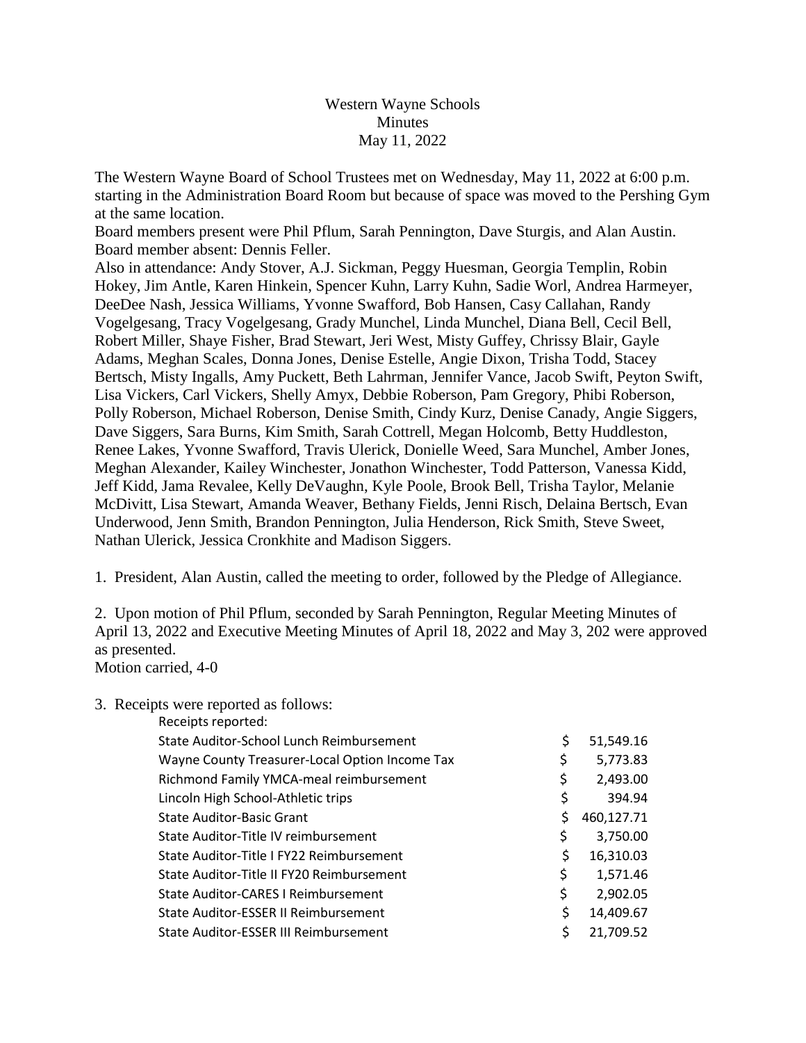Western Wayne Schools
Minutes
May 11, 2022

The Western Wayne Board of School Trustees met on Wednesday, May 11, 2022 at 6:00 p.m. starting in the Administration Board Room but because of space was moved to the Pershing Gym at the same location.

Board members present were Phil Pflum, Sarah Pennington, Dave Sturgis, and Alan Austin. Board member absent: Dennis Feller.

Also in attendance: Andy Stover, A.J. Sickman, Peggy Huesman, Georgia Templin, Robin Hokey, Jim Antle, Karen Hinkein, Spencer Kuhn, Larry Kuhn, Sadie Worl, Andrea Harmeyer, DeeDee Nash, Jessica Williams, Yvonne Swafford, Bob Hansen, Casy Callahan, Randy Vogelgesang, Tracy Vogelgesang, Grady Munchel, Linda Munchel, Diana Bell, Cecil Bell, Robert Miller, Shaye Fisher, Brad Stewart, Jeri West, Misty Guffey, Chrissy Blair, Gayle Adams, Meghan Scales, Donna Jones, Denise Estelle, Angie Dixon, Trisha Todd, Stacey Bertsch, Misty Ingalls, Amy Puckett, Beth Lahrman, Jennifer Vance, Jacob Swift, Peyton Swift, Lisa Vickers, Carl Vickers, Shelly Amyx, Debbie Roberson, Pam Gregory, Phibi Roberson, Polly Roberson, Michael Roberson, Denise Smith, Cindy Kurz, Denise Canady, Angie Siggers, Dave Siggers, Sara Burns, Kim Smith, Sarah Cottrell, Megan Holcomb, Betty Huddleston, Renee Lakes, Yvonne Swafford, Travis Ulerick, Donielle Weed, Sara Munchel, Amber Jones, Meghan Alexander, Kailey Winchester, Jonathon Winchester, Todd Patterson, Vanessa Kidd, Jeff Kidd, Jama Revalee, Kelly DeVaughn, Kyle Poole, Brook Bell, Trisha Taylor, Melanie McDivitt, Lisa Stewart, Amanda Weaver, Bethany Fields, Jenni Risch, Delaina Bertsch, Evan Underwood, Jenn Smith, Brandon Pennington, Julia Henderson, Rick Smith, Steve Sweet, Nathan Ulerick, Jessica Cronkhite and Madison Siggers.

1. President, Alan Austin, called the meeting to order, followed by the Pledge of Allegiance.

2. Upon motion of Phil Pflum, seconded by Sarah Pennington, Regular Meeting Minutes of April 13, 2022 and Executive Meeting Minutes of April 18, 2022 and May 3, 202 were approved as presented.
Motion carried, 4-0

3. Receipts were reported as follows:

| Receipts reported: | |
|---|---|
| State Auditor-School Lunch Reimbursement | $ 51,549.16 |
| Wayne County Treasurer-Local Option Income Tax | $ 5,773.83 |
| Richmond Family YMCA-meal reimbursement | $ 2,493.00 |
| Lincoln High School-Athletic trips | $ 394.94 |
| State Auditor-Basic Grant | $ 460,127.71 |
| State Auditor-Title IV reimbursement | $ 3,750.00 |
| State Auditor-Title I FY22 Reimbursement | $ 16,310.03 |
| State Auditor-Title II FY20 Reimbursement | $ 1,571.46 |
| State Auditor-CARES I Reimbursement | $ 2,902.05 |
| State Auditor-ESSER II Reimbursement | $ 14,409.67 |
| State Auditor-ESSER III Reimbursement | $ 21,709.52 |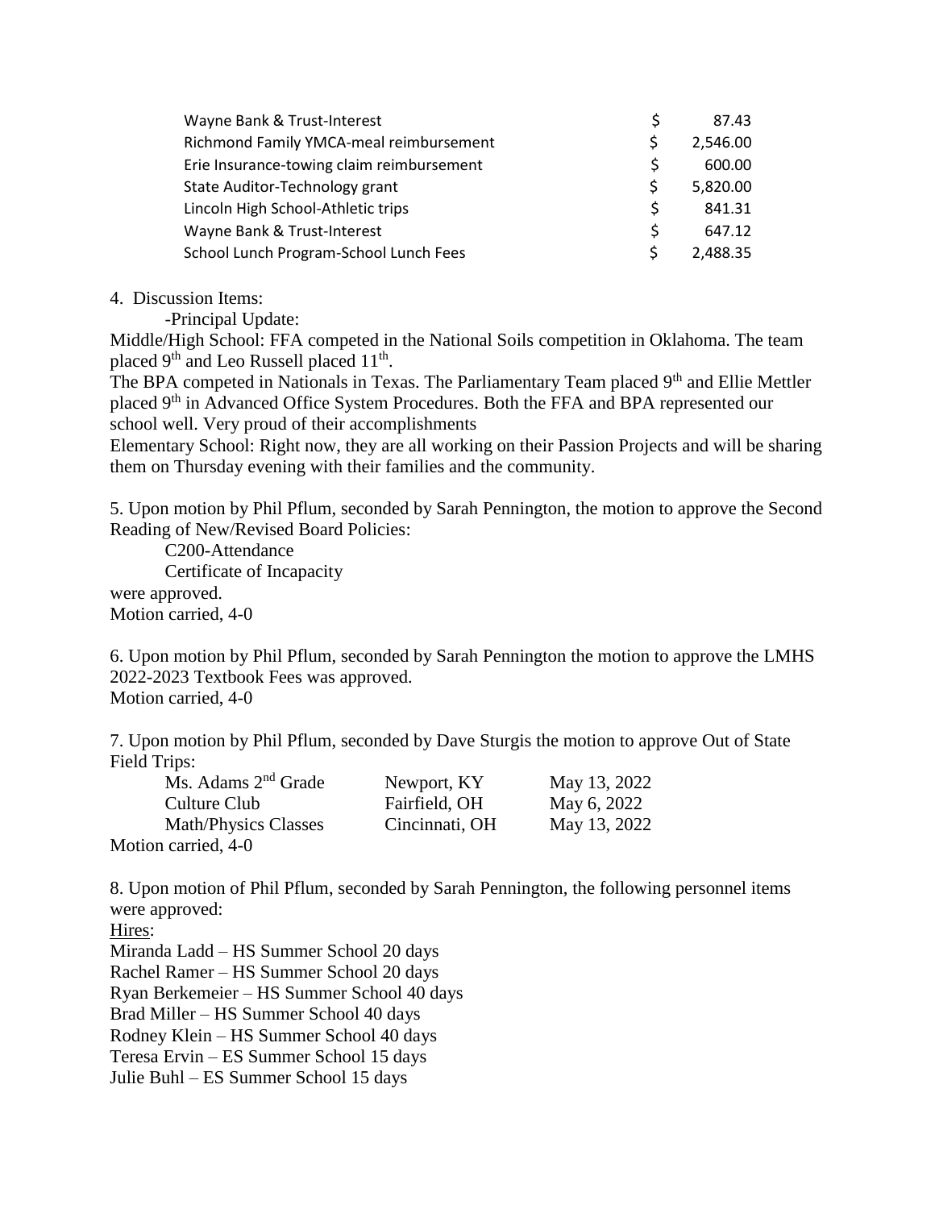| | |
|---|---|
| Wayne Bank & Trust-Interest | $ 87.43 |
| Richmond Family YMCA-meal reimbursement | $ 2,546.00 |
| Erie Insurance-towing claim reimbursement | $ 600.00 |
| State Auditor-Technology grant | $ 5,820.00 |
| Lincoln High School-Athletic trips | $ 841.31 |
| Wayne Bank & Trust-Interest | $ 647.12 |
| School Lunch Program-School Lunch Fees | $ 2,488.35 |

4. Discussion Items:

-Principal Update:

Middle/High School: FFA competed in the National Soils competition in Oklahoma. The team placed 9th and Leo Russell placed 11th.
The BPA competed in Nationals in Texas. The Parliamentary Team placed 9th and Ellie Mettler placed 9th in Advanced Office System Procedures. Both the FFA and BPA represented our school well. Very proud of their accomplishments
Elementary School: Right now, they are all working on their Passion Projects and will be sharing them on Thursday evening with their families and the community.

5. Upon motion by Phil Pflum, seconded by Sarah Pennington, the motion to approve the Second Reading of New/Revised Board Policies:

C200-Attendance
Certificate of Incapacity

were approved.
Motion carried, 4-0

6. Upon motion by Phil Pflum, seconded by Sarah Pennington the motion to approve the LMHS 2022-2023 Textbook Fees was approved.
Motion carried, 4-0

7. Upon motion by Phil Pflum, seconded by Dave Sturgis the motion to approve Out of State Field Trips:

| | | |
|---|---|---|
| Ms. Adams 2nd Grade | Newport, KY | May 13, 2022 |
| Culture Club | Fairfield, OH | May 6, 2022 |
| Math/Physics Classes | Cincinnati, OH | May 13, 2022 |

Motion carried, 4-0

8. Upon motion of Phil Pflum, seconded by Sarah Pennington, the following personnel items were approved:

Hires:

Miranda Ladd – HS Summer School 20 days
Rachel Ramer – HS Summer School 20 days
Ryan Berkemeier – HS Summer School 40 days
Brad Miller – HS Summer School 40 days
Rodney Klein – HS Summer School 40 days
Teresa Ervin – ES Summer School 15 days
Julie Buhl – ES Summer School 15 days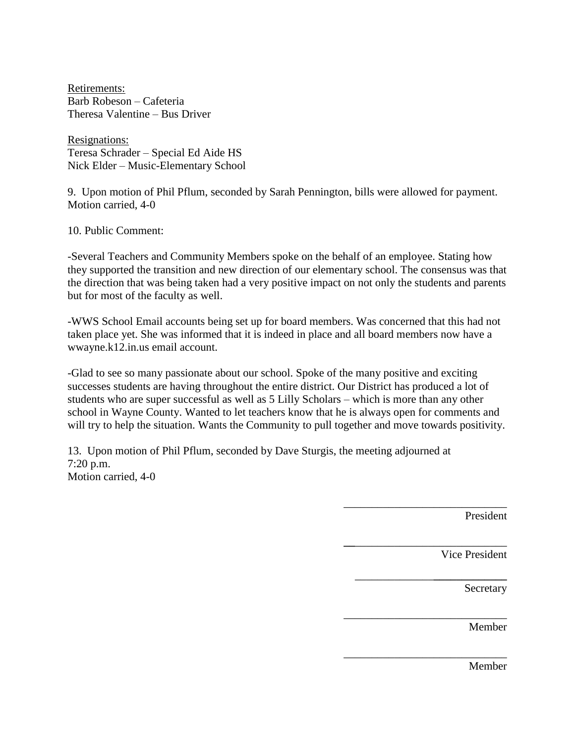<u>Retirements:</u>
Barb Robeson – Cafeteria
Theresa Valentine – Bus Driver

<u>Resignations:</u>
Teresa Schrader – Special Ed Aide HS
Nick Elder – Music-Elementary School

9. Upon motion of Phil Pflum, seconded by Sarah Pennington, bills were allowed for payment. Motion carried, 4-0

10. Public Comment:

-Several Teachers and Community Members spoke on the behalf of an employee. Stating how they supported the transition and new direction of our elementary school. The consensus was that the direction that was being taken had a very positive impact on not only the students and parents but for most of the faculty as well.

-WWS School Email accounts being set up for board members. Was concerned that this had not taken place yet. She was informed that it is indeed in place and all board members now have a wwayne.k12.in.us email account.

-Glad to see so many passionate about our school. Spoke of the many positive and exciting successes students are having throughout the entire district. Our District has produced a lot of students who are super successful as well as 5 Lilly Scholars – which is more than any other school in Wayne County. Wanted to let teachers know that he is always open for comments and will try to help the situation. Wants the Community to pull together and move towards positivity.

13. Upon motion of Phil Pflum, seconded by Dave Sturgis, the meeting adjourned at 7:20 p.m.
Motion carried, 4-0

_____________________________
President

_____________________________
Vice President

_____________________________
Secretary

_____________________________
Member

_____________________________
Member